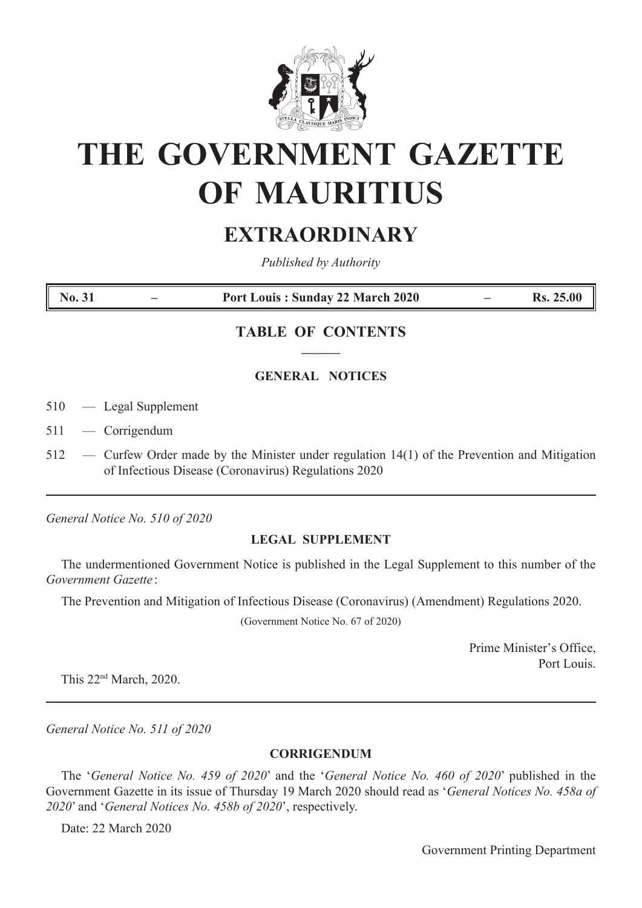# THE GOVERNMENT GAZETTE OF MAURITIUS

## EXTRAORDINARY

*Published by Authority*

| **No. 31** | **–** | **Port Louis : Sunday 22 March 2020** | **–** | **Rs. 25.00** |
|---|---|---|---|---|

## TABLE OF CONTENTS

### GENERAL NOTICES

510 — Legal Supplement

511 — Corrigendum

512 — Curfew Order made by the Minister under regulation 14(1) of the Prevention and Mitigation of Infectious Disease (Coronavirus) Regulations 2020

---

*General Notice No. 510 of 2020*

### LEGAL SUPPLEMENT

The undermentioned Government Notice is published in the Legal Supplement to this number of the *Government Gazette*:

The Prevention and Mitigation of Infectious Disease (Coronavirus) (Amendment) Regulations 2020.

(Government Notice No. 67 of 2020)

Prime Minister's Office,
Port Louis.

This 22nd March, 2020.

---

*General Notice No. 511 of 2020*

### CORRIGENDUM

The '*General Notice No. 459 of 2020*' and the '*General Notice No. 460 of 2020*' published in the Government Gazette in its issue of Thursday 19 March 2020 should read as '*General Notices No. 458a of 2020*' and '*General Notices No. 458b of 2020*', respectively.

Date: 22 March 2020

Government Printing Department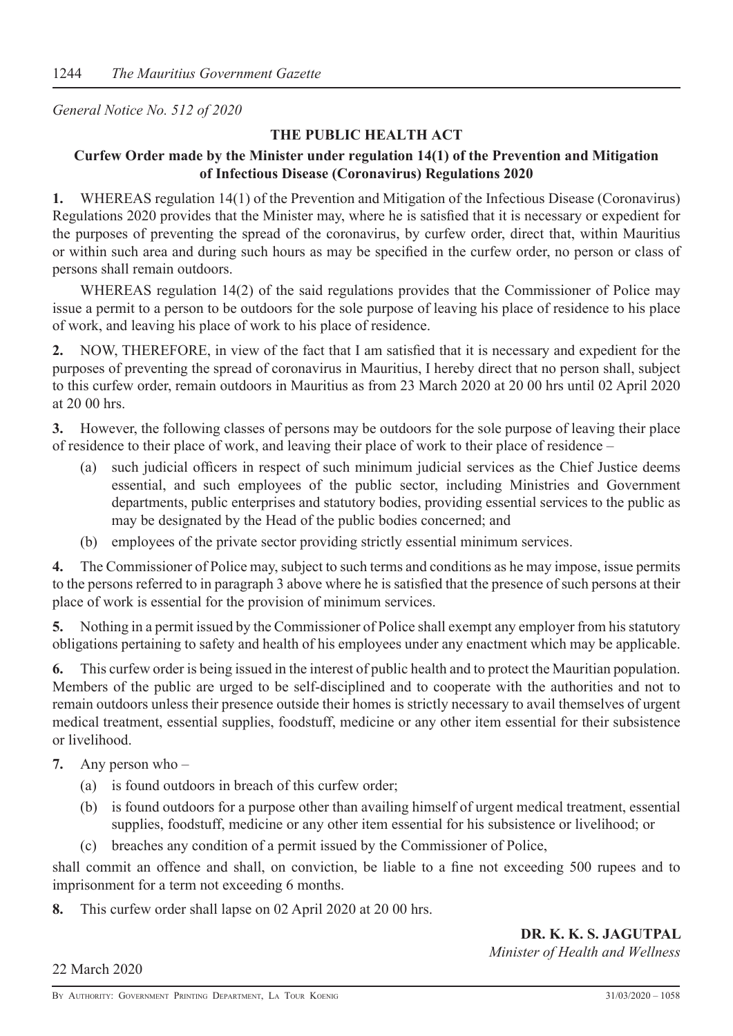*General Notice No. 512 of 2020*

## THE PUBLIC HEALTH ACT

### Curfew Order made by the Minister under regulation 14(1) of the Prevention and Mitigation of Infectious Disease (Coronavirus) Regulations 2020

**1.** WHEREAS regulation 14(1) of the Prevention and Mitigation of the Infectious Disease (Coronavirus) Regulations 2020 provides that the Minister may, where he is satisfied that it is necessary or expedient for the purposes of preventing the spread of the coronavirus, by curfew order, direct that, within Mauritius or within such area and during such hours as may be specified in the curfew order, no person or class of persons shall remain outdoors.

WHEREAS regulation 14(2) of the said regulations provides that the Commissioner of Police may issue a permit to a person to be outdoors for the sole purpose of leaving his place of residence to his place of work, and leaving his place of work to his place of residence.

**2.** NOW, THEREFORE, in view of the fact that I am satisfied that it is necessary and expedient for the purposes of preventing the spread of coronavirus in Mauritius, I hereby direct that no person shall, subject to this curfew order, remain outdoors in Mauritius as from 23 March 2020 at 20 00 hrs until 02 April 2020 at 20 00 hrs.

**3.** However, the following classes of persons may be outdoors for the sole purpose of leaving their place of residence to their place of work, and leaving their place of work to their place of residence –

(a) such judicial officers in respect of such minimum judicial services as the Chief Justice deems essential, and such employees of the public sector, including Ministries and Government departments, public enterprises and statutory bodies, providing essential services to the public as may be designated by the Head of the public bodies concerned; and

(b) employees of the private sector providing strictly essential minimum services.

**4.** The Commissioner of Police may, subject to such terms and conditions as he may impose, issue permits to the persons referred to in paragraph 3 above where he is satisfied that the presence of such persons at their place of work is essential for the provision of minimum services.

**5.** Nothing in a permit issued by the Commissioner of Police shall exempt any employer from his statutory obligations pertaining to safety and health of his employees under any enactment which may be applicable.

**6.** This curfew order is being issued in the interest of public health and to protect the Mauritian population. Members of the public are urged to be self-disciplined and to cooperate with the authorities and not to remain outdoors unless their presence outside their homes is strictly necessary to avail themselves of urgent medical treatment, essential supplies, foodstuff, medicine or any other item essential for their subsistence or livelihood.

**7.** Any person who –

(a) is found outdoors in breach of this curfew order;

(b) is found outdoors for a purpose other than availing himself of urgent medical treatment, essential supplies, foodstuff, medicine or any other item essential for his subsistence or livelihood; or

(c) breaches any condition of a permit issued by the Commissioner of Police,

shall commit an offence and shall, on conviction, be liable to a fine not exceeding 500 rupees and to imprisonment for a term not exceeding 6 months.

**8.** This curfew order shall lapse on 02 April 2020 at 20 00 hrs.

**DR. K. K. S. JAGUTPAL**
*Minister of Health and Wellness*

22 March 2020